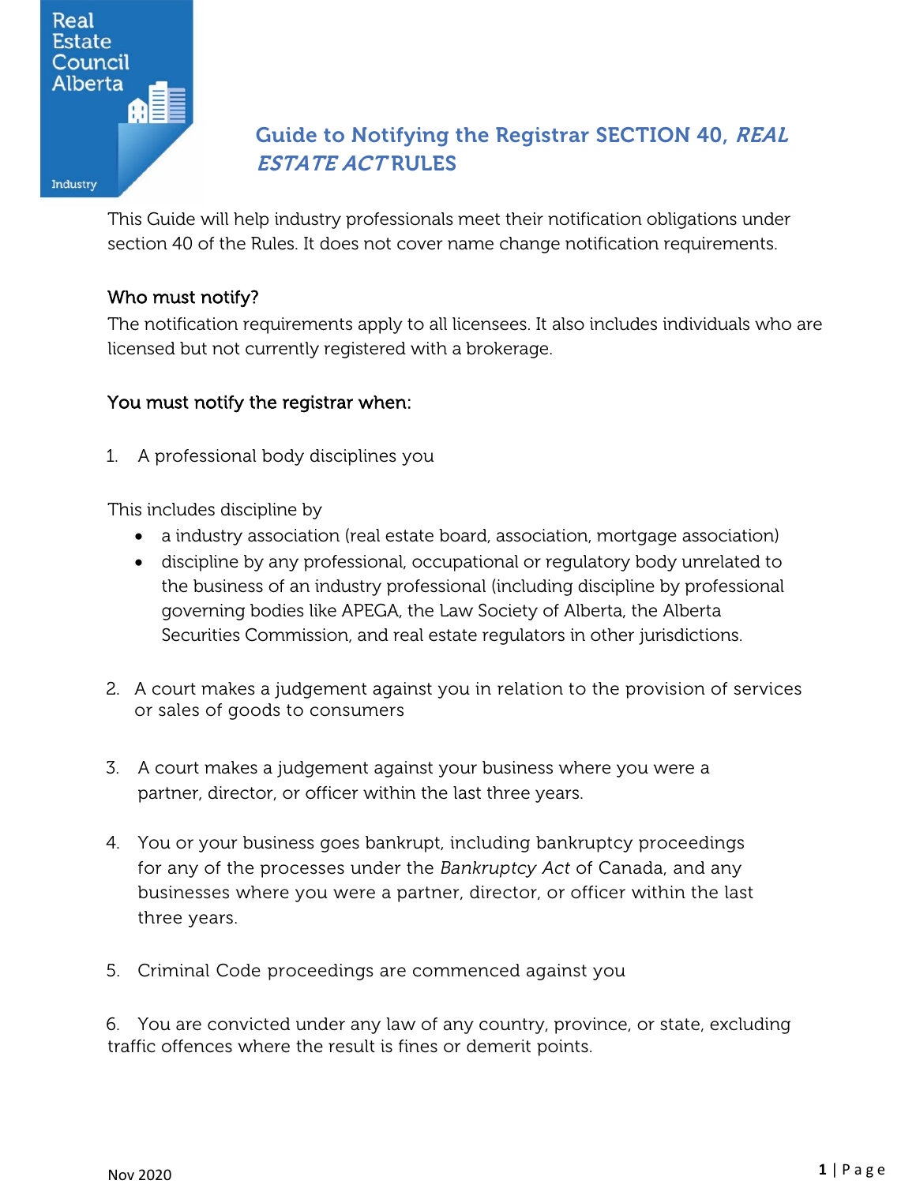Real Estate Council Alberta

Industry

# Guide to Notifying the Registrar SECTION 40, *REAL ESTATE ACT* RULES

This Guide will help industry professionals meet their notification obligations under section 40 of the Rules. It does not cover name change notification requirements.

## Who must notify?

The notification requirements apply to all licensees. It also includes individuals who are licensed but not currently registered with a brokerage.

## You must notify the registrar when:

1. A professional body disciplines you

This includes discipline by

- a industry association (real estate board, association, mortgage association)
- discipline by any professional, occupational or regulatory body unrelated to the business of an industry professional (including discipline by professional governing bodies like APEGA, the Law Society of Alberta, the Alberta Securities Commission, and real estate regulators in other jurisdictions.

2. A court makes a judgement against you in relation to the provision of services or sales of goods to consumers

3. A court makes a judgement against your business where you were a partner, director, or officer within the last three years.

4. You or your business goes bankrupt, including bankruptcy proceedings for any of the processes under the *Bankruptcy Act* of Canada, and any businesses where you were a partner, director, or officer within the last three years.

5. Criminal Code proceedings are commenced against you

6. You are convicted under any law of any country, province, or state, excluding traffic offences where the result is fines or demerit points.

Nov 2020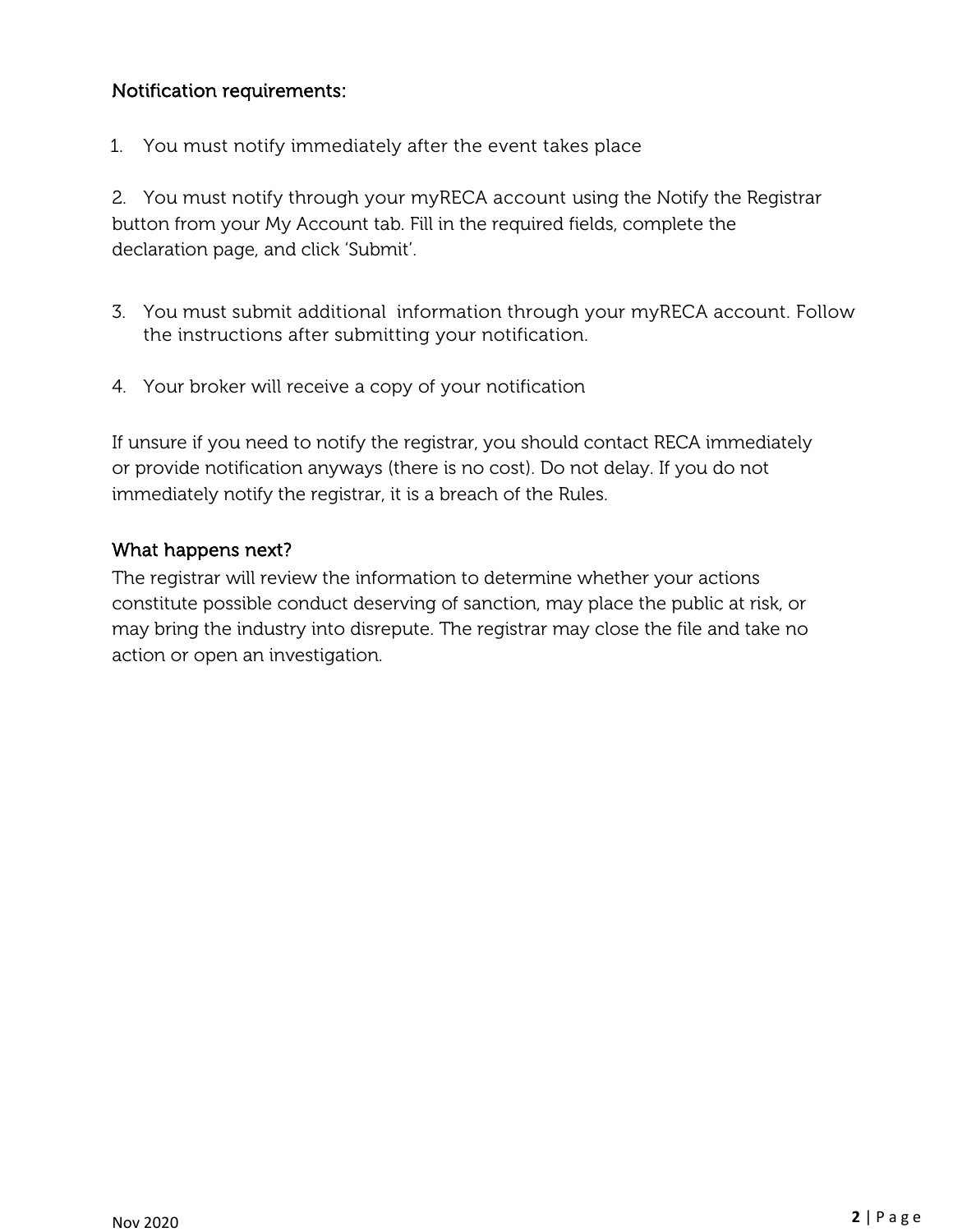## Notification requirements:

1. You must notify immediately after the event takes place

2. You must notify through your myRECA account using the Notify the Registrar button from your My Account tab. Fill in the required fields, complete the declaration page, and click 'Submit'.

3. You must submit additional information through your myRECA account. Follow the instructions after submitting your notification.

4. Your broker will receive a copy of your notification

If unsure if you need to notify the registrar, you should contact RECA immediately or provide notification anyways (there is no cost). Do not delay. If you do not immediately notify the registrar, it is a breach of the Rules.

## What happens next?

The registrar will review the information to determine whether your actions constitute possible conduct deserving of sanction, may place the public at risk, or may bring the industry into disrepute. The registrar may close the file and take no action or open an investigation.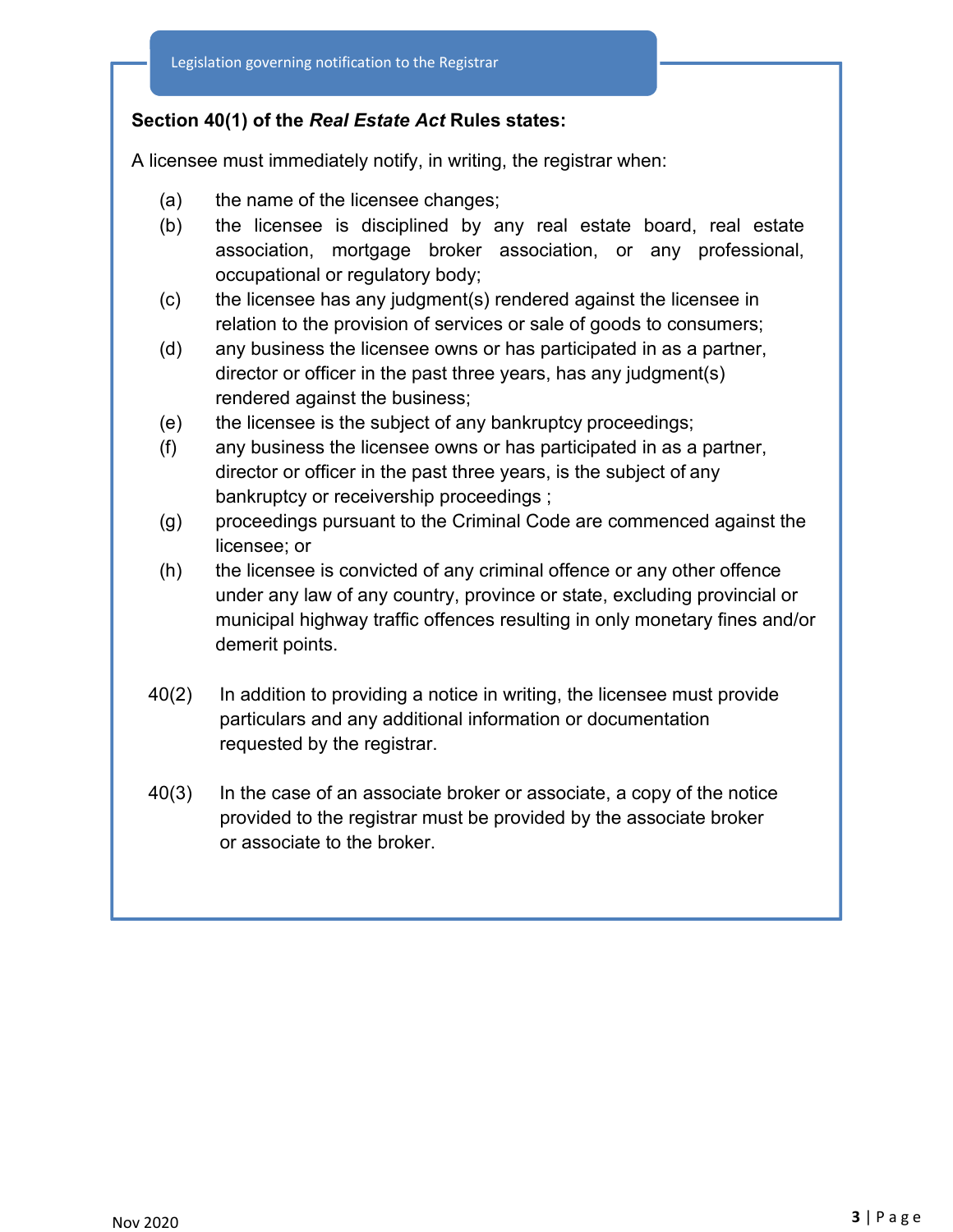Legislation governing notification to the Registrar

**Section 40(1) of the *Real Estate Act* Rules states:**

A licensee must immediately notify, in writing, the registrar when:

(a) the name of the licensee changes;

(b) the licensee is disciplined by any real estate board, real estate association, mortgage broker association, or any professional, occupational or regulatory body;

(c) the licensee has any judgment(s) rendered against the licensee in relation to the provision of services or sale of goods to consumers;

(d) any business the licensee owns or has participated in as a partner, director or officer in the past three years, has any judgment(s) rendered against the business;

(e) the licensee is the subject of any bankruptcy proceedings;

(f) any business the licensee owns or has participated in as a partner, director or officer in the past three years, is the subject of any bankruptcy or receivership proceedings ;

(g) proceedings pursuant to the Criminal Code are commenced against the licensee; or

(h) the licensee is convicted of any criminal offence or any other offence under any law of any country, province or state, excluding provincial or municipal highway traffic offences resulting in only monetary fines and/or demerit points.

40(2) In addition to providing a notice in writing, the licensee must provide particulars and any additional information or documentation requested by the registrar.

40(3) In the case of an associate broker or associate, a copy of the notice provided to the registrar must be provided by the associate broker or associate to the broker.